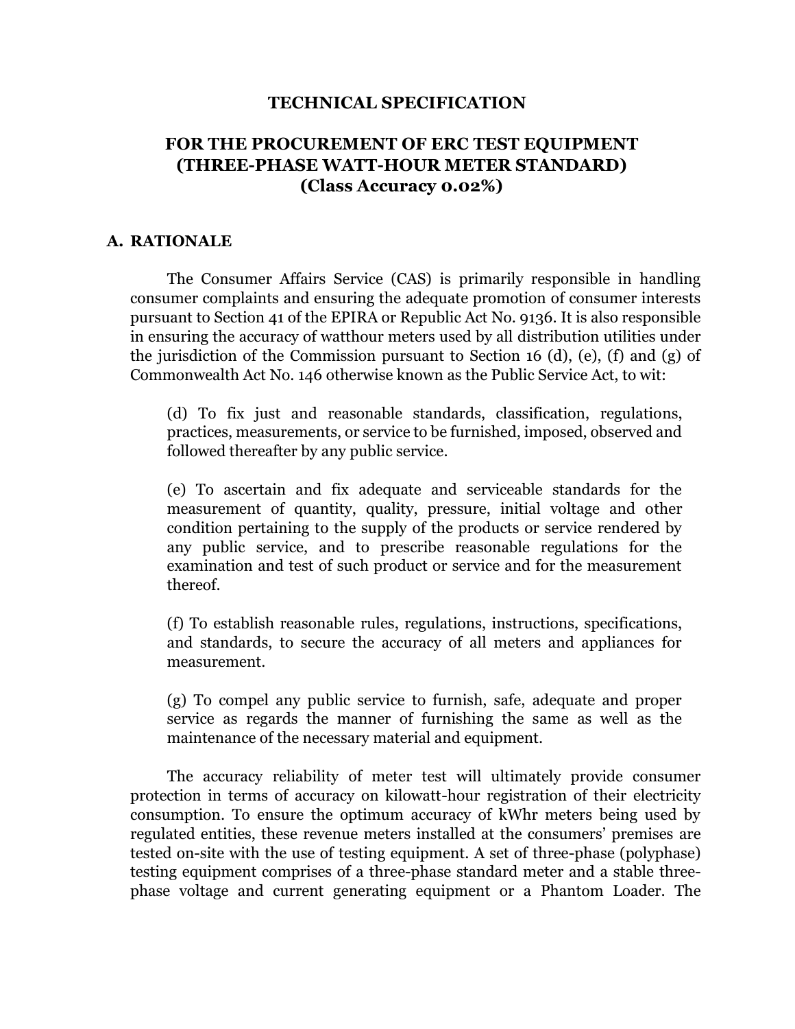# TECHNICAL SPECIFICATION

## FOR THE PROCUREMENT OF ERC TEST EQUIPMENT (THREE-PHASE WATT-HOUR METER STANDARD) (Class Accuracy 0.02%)

### A. RATIONALE

The Consumer Affairs Service (CAS) is primarily responsible in handling consumer complaints and ensuring the adequate promotion of consumer interests pursuant to Section 41 of the EPIRA or Republic Act No. 9136. It is also responsible in ensuring the accuracy of watthour meters used by all distribution utilities under the jurisdiction of the Commission pursuant to Section 16 (d), (e), (f) and (g) of Commonwealth Act No. 146 otherwise known as the Public Service Act, to wit:

> (d) To fix just and reasonable standards, classification, regulations, practices, measurements, or service to be furnished, imposed, observed and followed thereafter by any public service.
>
> (e) To ascertain and fix adequate and serviceable standards for the measurement of quantity, quality, pressure, initial voltage and other condition pertaining to the supply of the products or service rendered by any public service, and to prescribe reasonable regulations for the examination and test of such product or service and for the measurement thereof.
>
> (f) To establish reasonable rules, regulations, instructions, specifications, and standards, to secure the accuracy of all meters and appliances for measurement.
>
> (g) To compel any public service to furnish, safe, adequate and proper service as regards the manner of furnishing the same as well as the maintenance of the necessary material and equipment.

The accuracy reliability of meter test will ultimately provide consumer protection in terms of accuracy on kilowatt-hour registration of their electricity consumption. To ensure the optimum accuracy of kWhr meters being used by regulated entities, these revenue meters installed at the consumers' premises are tested on-site with the use of testing equipment. A set of three-phase (polyphase) testing equipment comprises of a three-phase standard meter and a stable three-phase voltage and current generating equipment or a Phantom Loader. The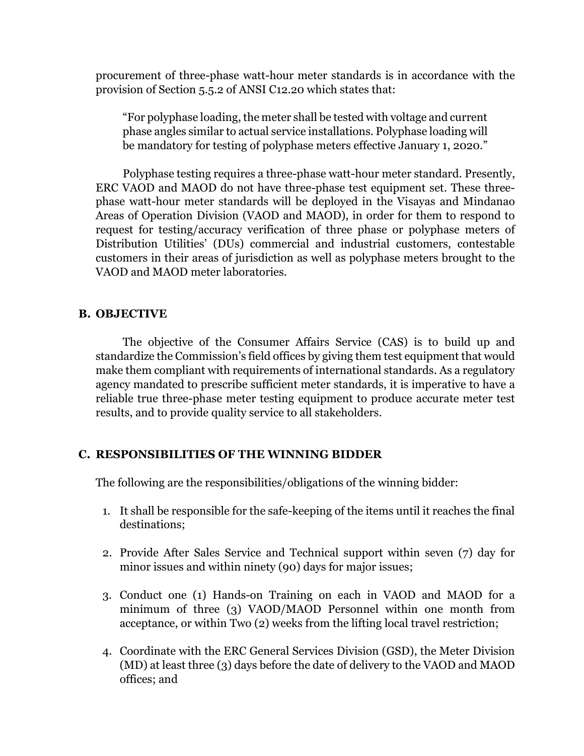procurement of three-phase watt-hour meter standards is in accordance with the provision of Section 5.5.2 of ANSI C12.20 which states that:

> "For polyphase loading, the meter shall be tested with voltage and current phase angles similar to actual service installations. Polyphase loading will be mandatory for testing of polyphase meters effective January 1, 2020."

Polyphase testing requires a three-phase watt-hour meter standard. Presently, ERC VAOD and MAOD do not have three-phase test equipment set. These three-phase watt-hour meter standards will be deployed in the Visayas and Mindanao Areas of Operation Division (VAOD and MAOD), in order for them to respond to request for testing/accuracy verification of three phase or polyphase meters of Distribution Utilities' (DUs) commercial and industrial customers, contestable customers in their areas of jurisdiction as well as polyphase meters brought to the VAOD and MAOD meter laboratories.

## B. OBJECTIVE

The objective of the Consumer Affairs Service (CAS) is to build up and standardize the Commission's field offices by giving them test equipment that would make them compliant with requirements of international standards. As a regulatory agency mandated to prescribe sufficient meter standards, it is imperative to have a reliable true three-phase meter testing equipment to produce accurate meter test results, and to provide quality service to all stakeholders.

## C. RESPONSIBILITIES OF THE WINNING BIDDER

The following are the responsibilities/obligations of the winning bidder:

1. It shall be responsible for the safe-keeping of the items until it reaches the final destinations;
2. Provide After Sales Service and Technical support within seven (7) day for minor issues and within ninety (90) days for major issues;
3. Conduct one (1) Hands-on Training on each in VAOD and MAOD for a minimum of three (3) VAOD/MAOD Personnel within one month from acceptance, or within Two (2) weeks from the lifting local travel restriction;
4. Coordinate with the ERC General Services Division (GSD), the Meter Division (MD) at least three (3) days before the date of delivery to the VAOD and MAOD offices; and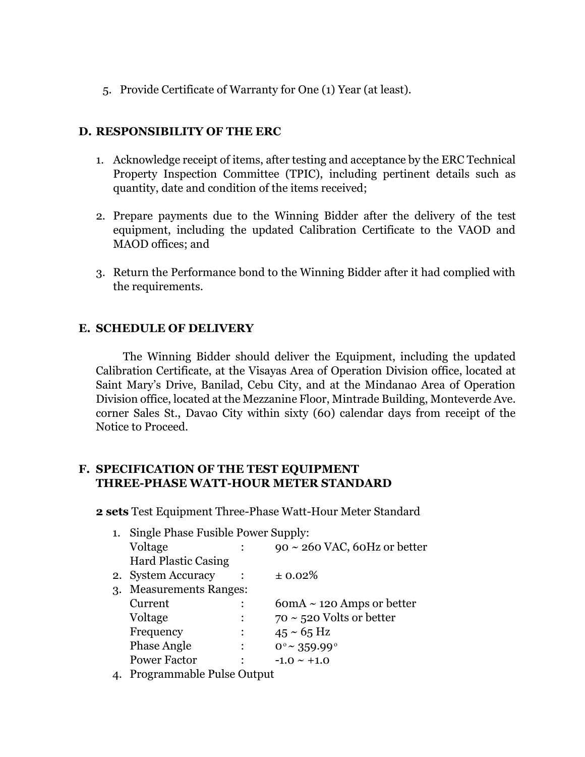5. Provide Certificate of Warranty for One (1) Year (at least).

## D. RESPONSIBILITY OF THE ERC

1. Acknowledge receipt of items, after testing and acceptance by the ERC Technical Property Inspection Committee (TPIC), including pertinent details such as quantity, date and condition of the items received;

2. Prepare payments due to the Winning Bidder after the delivery of the test equipment, including the updated Calibration Certificate to the VAOD and MAOD offices; and

3. Return the Performance bond to the Winning Bidder after it had complied with the requirements.

## E. SCHEDULE OF DELIVERY

The Winning Bidder should deliver the Equipment, including the updated Calibration Certificate, at the Visayas Area of Operation Division office, located at Saint Mary's Drive, Banilad, Cebu City, and at the Mindanao Area of Operation Division office, located at the Mezzanine Floor, Mintrade Building, Monteverde Ave. corner Sales St., Davao City within sixty (60) calendar days from receipt of the Notice to Proceed.

## F. SPECIFICATION OF THE TEST EQUIPMENT THREE-PHASE WATT-HOUR METER STANDARD

**2 sets** Test Equipment Three-Phase Watt-Hour Meter Standard

1. Single Phase Fusible Power Supply:
   - Voltage : 90 ~ 260 VAC, 60Hz or better
   - Hard Plastic Casing
2. System Accuracy : ± 0.02%
3. Measurements Ranges:
   - Current : 60mA ~ 120 Amps or better
   - Voltage : 70 ~ 520 Volts or better
   - Frequency : 45 ~ 65 Hz
   - Phase Angle : $0^{\circ}$ ~ $359.99^{\circ}$
   - Power Factor : -1.0 ~ +1.0
4. Programmable Pulse Output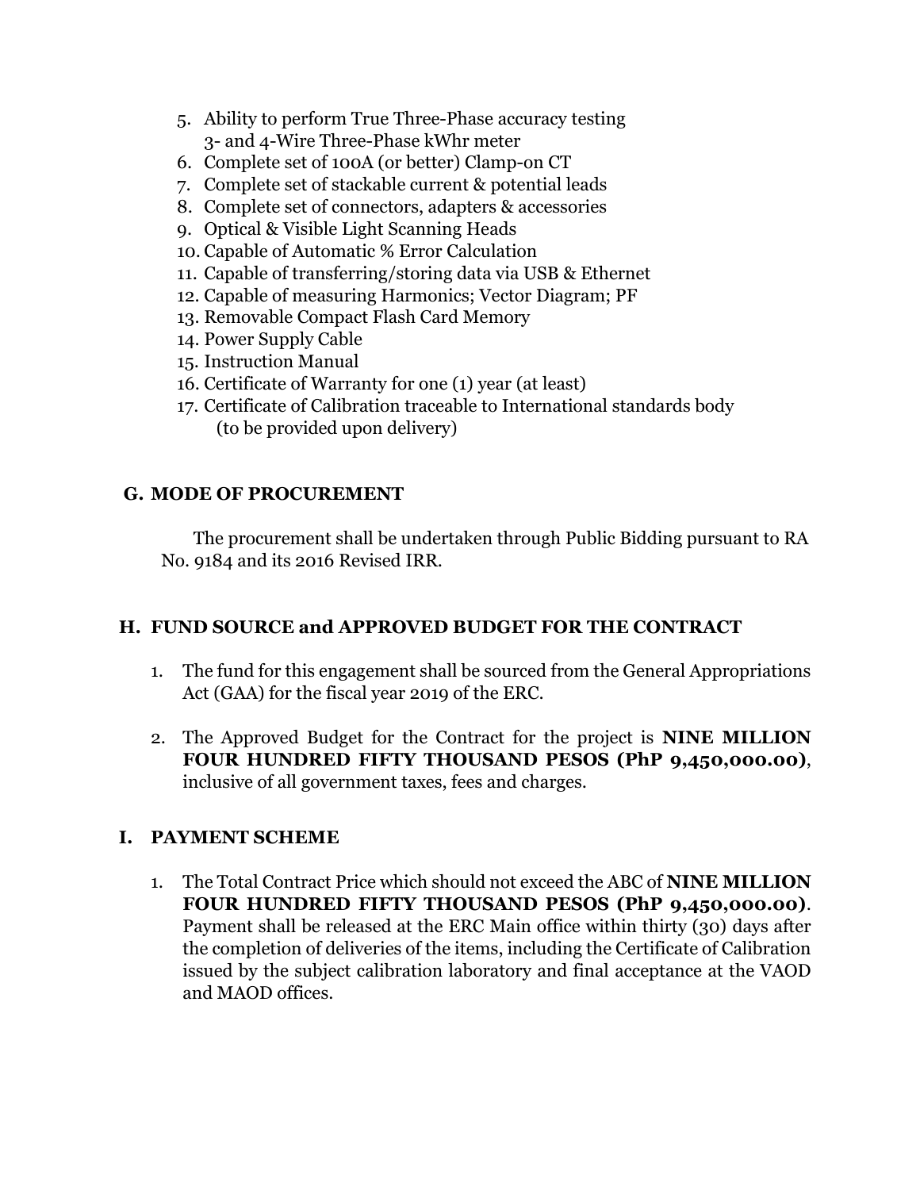5. Ability to perform True Three-Phase accuracy testing 3- and 4-Wire Three-Phase kWhr meter
6. Complete set of 100A (or better) Clamp-on CT
7. Complete set of stackable current & potential leads
8. Complete set of connectors, adapters & accessories
9. Optical & Visible Light Scanning Heads
10. Capable of Automatic % Error Calculation
11. Capable of transferring/storing data via USB & Ethernet
12. Capable of measuring Harmonics; Vector Diagram; PF
13. Removable Compact Flash Card Memory
14. Power Supply Cable
15. Instruction Manual
16. Certificate of Warranty for one (1) year (at least)
17. Certificate of Calibration traceable to International standards body (to be provided upon delivery)

## G. MODE OF PROCUREMENT

The procurement shall be undertaken through Public Bidding pursuant to RA No. 9184 and its 2016 Revised IRR.

## H. FUND SOURCE and APPROVED BUDGET FOR THE CONTRACT

1. The fund for this engagement shall be sourced from the General Appropriations Act (GAA) for the fiscal year 2019 of the ERC.

2. The Approved Budget for the Contract for the project is **NINE MILLION FOUR HUNDRED FIFTY THOUSAND PESOS (PhP 9,450,000.00)**, inclusive of all government taxes, fees and charges.

## I. PAYMENT SCHEME

1. The Total Contract Price which should not exceed the ABC of **NINE MILLION FOUR HUNDRED FIFTY THOUSAND PESOS (PhP 9,450,000.00)**. Payment shall be released at the ERC Main office within thirty (30) days after the completion of deliveries of the items, including the Certificate of Calibration issued by the subject calibration laboratory and final acceptance at the VAOD and MAOD offices.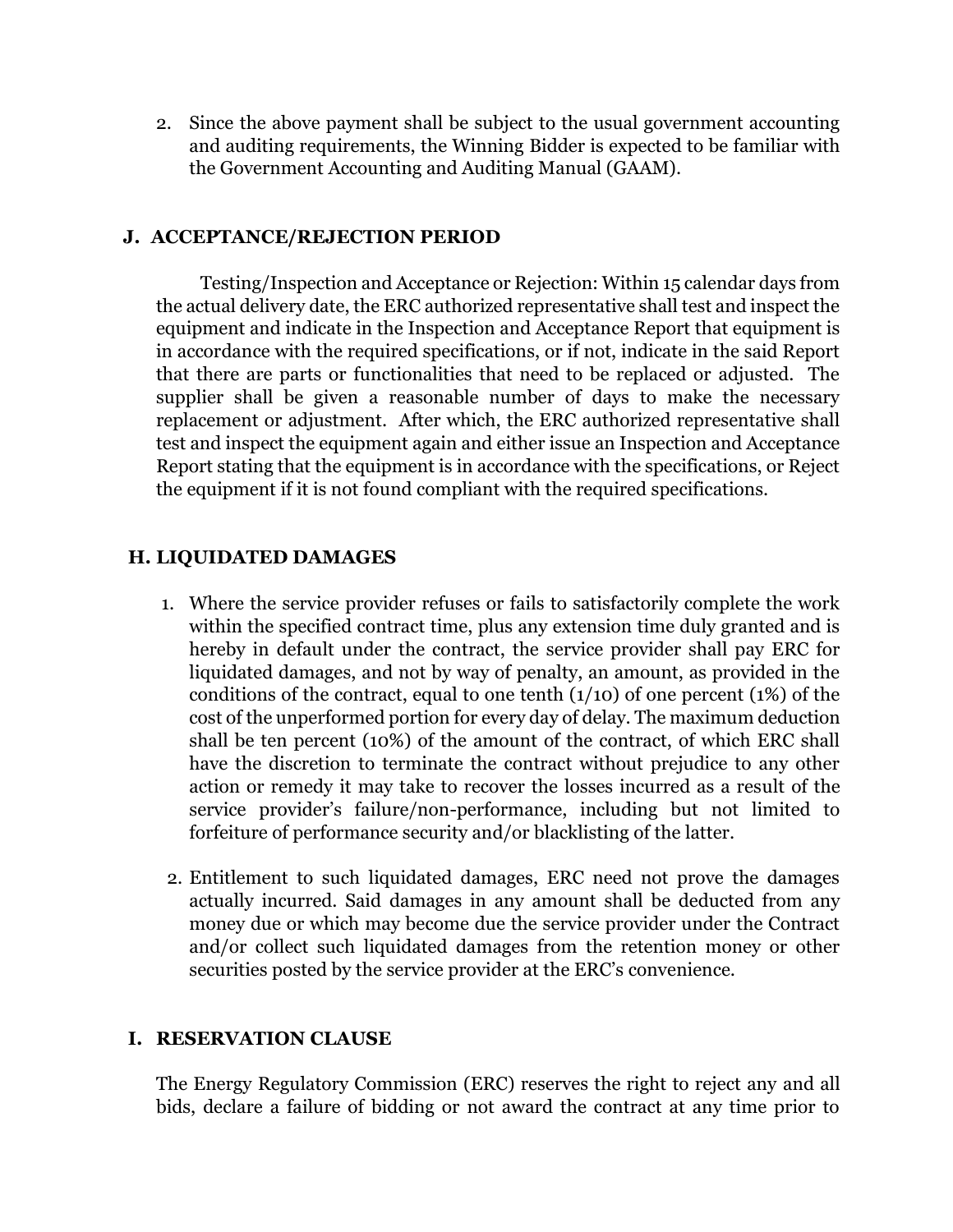2. Since the above payment shall be subject to the usual government accounting and auditing requirements, the Winning Bidder is expected to be familiar with the Government Accounting and Auditing Manual (GAAM).

## J. ACCEPTANCE/REJECTION PERIOD

Testing/Inspection and Acceptance or Rejection: Within 15 calendar days from the actual delivery date, the ERC authorized representative shall test and inspect the equipment and indicate in the Inspection and Acceptance Report that equipment is in accordance with the required specifications, or if not, indicate in the said Report that there are parts or functionalities that need to be replaced or adjusted. The supplier shall be given a reasonable number of days to make the necessary replacement or adjustment. After which, the ERC authorized representative shall test and inspect the equipment again and either issue an Inspection and Acceptance Report stating that the equipment is in accordance with the specifications, or Reject the equipment if it is not found compliant with the required specifications.

## H. LIQUIDATED DAMAGES

1. Where the service provider refuses or fails to satisfactorily complete the work within the specified contract time, plus any extension time duly granted and is hereby in default under the contract, the service provider shall pay ERC for liquidated damages, and not by way of penalty, an amount, as provided in the conditions of the contract, equal to one tenth (1/10) of one percent (1%) of the cost of the unperformed portion for every day of delay. The maximum deduction shall be ten percent (10%) of the amount of the contract, of which ERC shall have the discretion to terminate the contract without prejudice to any other action or remedy it may take to recover the losses incurred as a result of the service provider's failure/non-performance, including but not limited to forfeiture of performance security and/or blacklisting of the latter.

2. Entitlement to such liquidated damages, ERC need not prove the damages actually incurred. Said damages in any amount shall be deducted from any money due or which may become due the service provider under the Contract and/or collect such liquidated damages from the retention money or other securities posted by the service provider at the ERC's convenience.

## I. RESERVATION CLAUSE

The Energy Regulatory Commission (ERC) reserves the right to reject any and all bids, declare a failure of bidding or not award the contract at any time prior to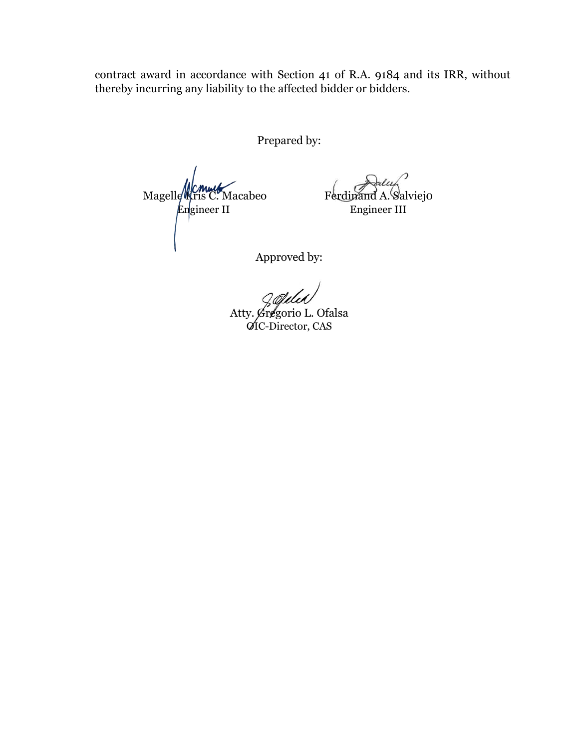contract award in accordance with Section 41 of R.A. 9184 and its IRR, without thereby incurring any liability to the affected bidder or bidders.

Prepared by:

Magelle Kris C. Macabeo
Engineer II

Ferdinand A. Salviejo
Engineer III

Approved by:

Atty. Gregorio L. Ofalsa
OIC-Director, CAS